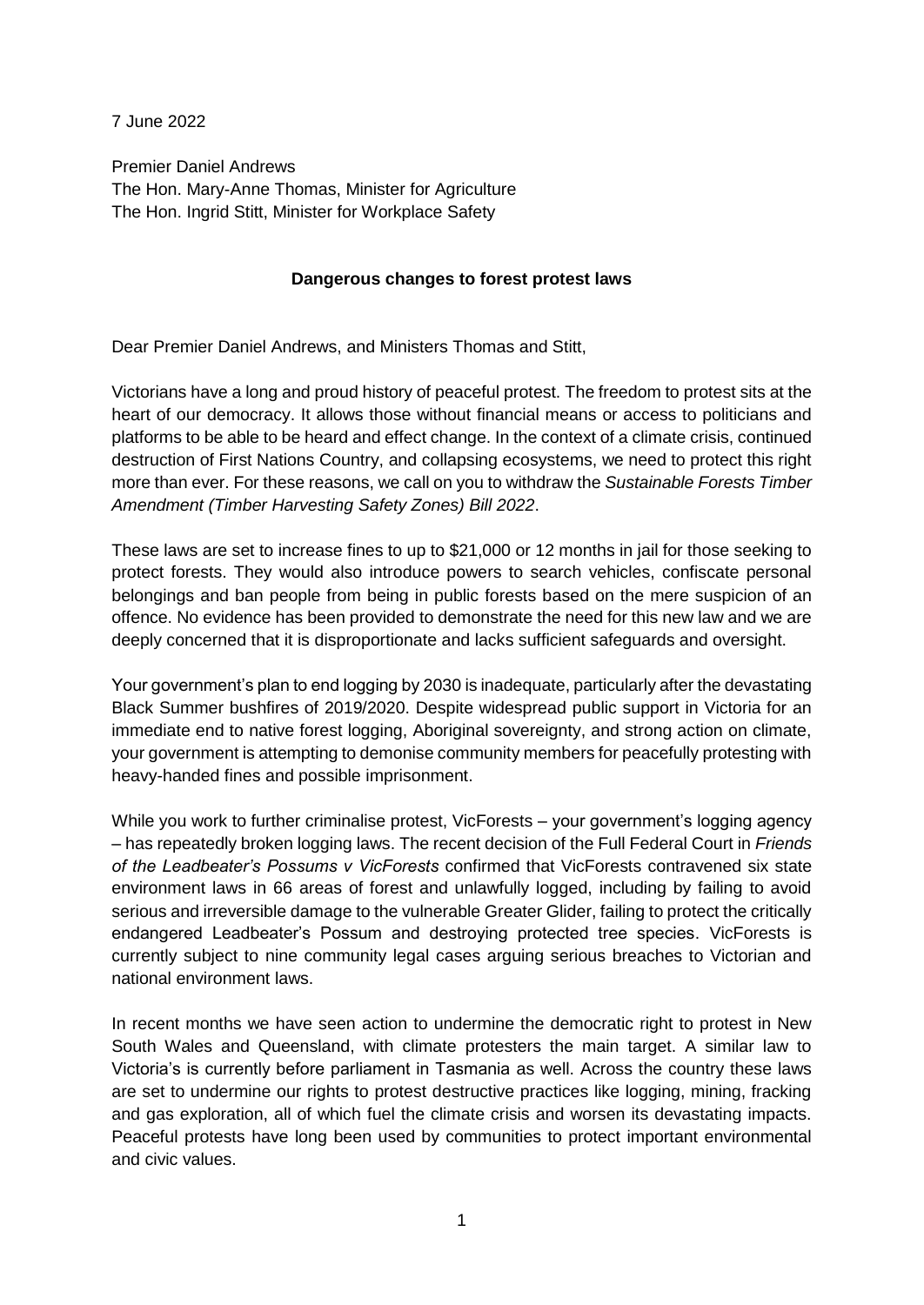7 June 2022

Premier Daniel Andrews
The Hon. Mary-Anne Thomas, Minister for Agriculture
The Hon. Ingrid Stitt, Minister for Workplace Safety

**Dangerous changes to forest protest laws**

Dear Premier Daniel Andrews, and Ministers Thomas and Stitt,

Victorians have a long and proud history of peaceful protest. The freedom to protest sits at the heart of our democracy. It allows those without financial means or access to politicians and platforms to be able to be heard and effect change. In the context of a climate crisis, continued destruction of First Nations Country, and collapsing ecosystems, we need to protect this right more than ever. For these reasons, we call on you to withdraw the *Sustainable Forests Timber Amendment (Timber Harvesting Safety Zones) Bill 2022*.

These laws are set to increase fines to up to $21,000 or 12 months in jail for those seeking to protect forests. They would also introduce powers to search vehicles, confiscate personal belongings and ban people from being in public forests based on the mere suspicion of an offence. No evidence has been provided to demonstrate the need for this new law and we are deeply concerned that it is disproportionate and lacks sufficient safeguards and oversight.

Your government's plan to end logging by 2030 is inadequate, particularly after the devastating Black Summer bushfires of 2019/2020. Despite widespread public support in Victoria for an immediate end to native forest logging, Aboriginal sovereignty, and strong action on climate, your government is attempting to demonise community members for peacefully protesting with heavy-handed fines and possible imprisonment.

While you work to further criminalise protest, VicForests – your government's logging agency – has repeatedly broken logging laws. The recent decision of the Full Federal Court in *Friends of the Leadbeater's Possums v VicForests* confirmed that VicForests contravened six state environment laws in 66 areas of forest and unlawfully logged, including by failing to avoid serious and irreversible damage to the vulnerable Greater Glider, failing to protect the critically endangered Leadbeater's Possum and destroying protected tree species. VicForests is currently subject to nine community legal cases arguing serious breaches to Victorian and national environment laws.

In recent months we have seen action to undermine the democratic right to protest in New South Wales and Queensland, with climate protesters the main target. A similar law to Victoria's is currently before parliament in Tasmania as well. Across the country these laws are set to undermine our rights to protest destructive practices like logging, mining, fracking and gas exploration, all of which fuel the climate crisis and worsen its devastating impacts. Peaceful protests have long been used by communities to protect important environmental and civic values.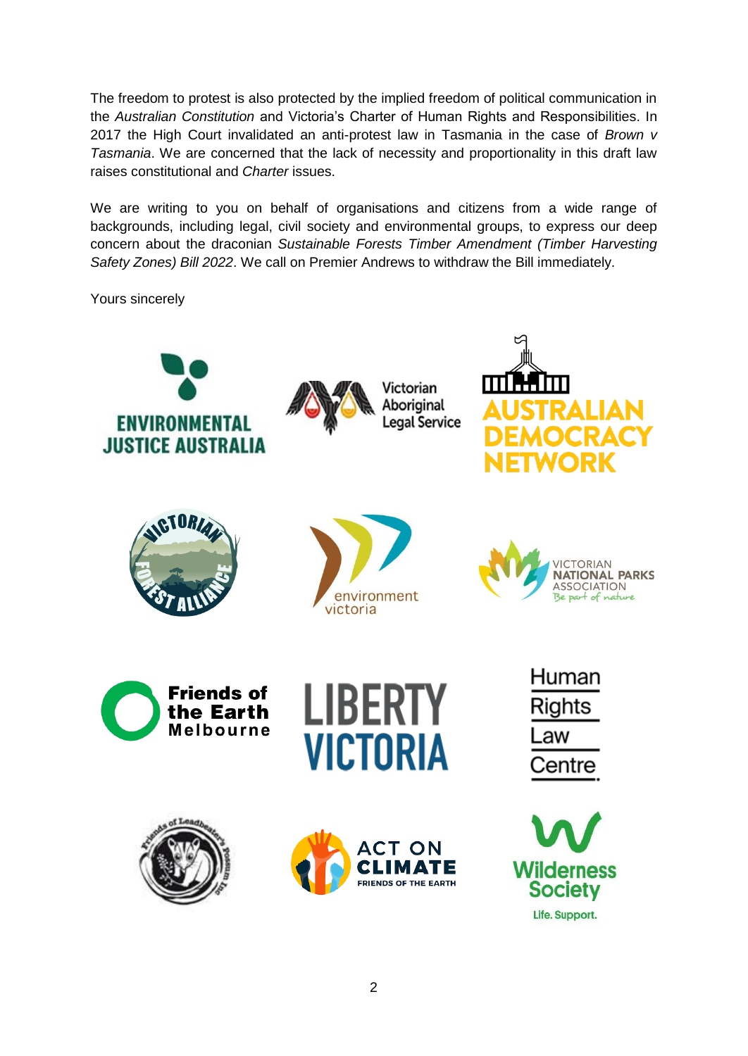The freedom to protest is also protected by the implied freedom of political communication in the *Australian Constitution* and Victoria's Charter of Human Rights and Responsibilities. In 2017 the High Court invalidated an anti-protest law in Tasmania in the case of *Brown v Tasmania*. We are concerned that the lack of necessity and proportionality in this draft law raises constitutional and *Charter* issues.

We are writing to you on behalf of organisations and citizens from a wide range of backgrounds, including legal, civil society and environmental groups, to express our deep concern about the draconian *Sustainable Forests Timber Amendment (Timber Harvesting Safety Zones) Bill 2022*. We call on Premier Andrews to withdraw the Bill immediately.

Yours sincerely

ENVIRONMENTAL JUSTICE AUSTRALIA

Victorian Aboriginal Legal Service

AUSTRALIAN DEMOCRACY NETWORK

VICTORIAN FOREST ALLIANCE

environment victoria

VICTORIAN NATIONAL PARKS ASSOCIATION
Be part of nature

Friends of the Earth Melbourne

LIBERTY VICTORIA

Human Rights Law Centre

Friends of Leadbeater's Possum Inc

ACT ON CLIMATE
FRIENDS OF THE EARTH

Wilderness Society
Life. Support.